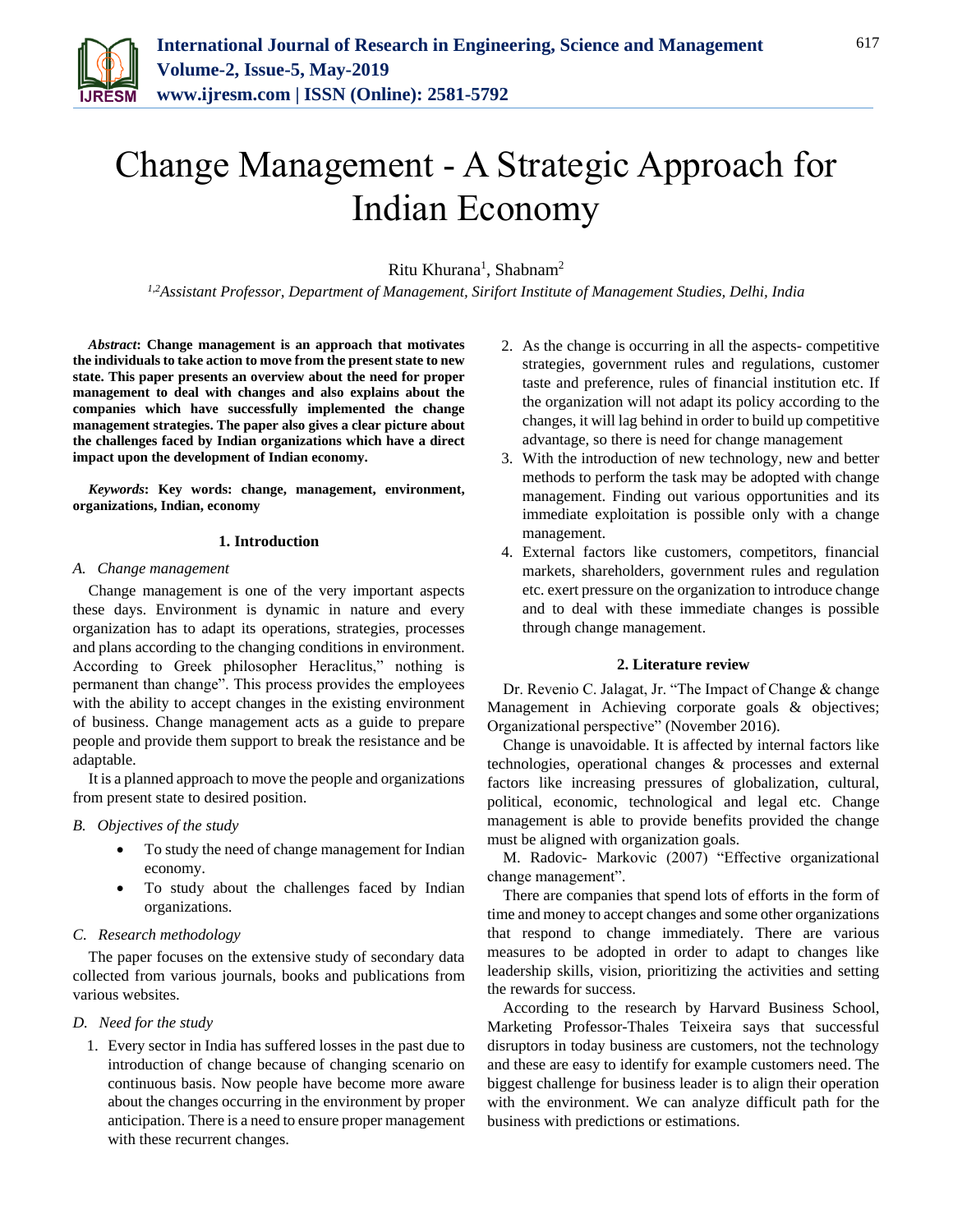# Change Management - A Strategic Approach for Indian Economy

Ritu Khurana[1], Shabnam[2]

[1,2]*Assistant Professor, Department of Management, Sirifort Institute of Management Studies, Delhi, India*

***Abstract*: Change management is an approach that motivates the individuals to take action to move from the present state to new state. This paper presents an overview about the need for proper management to deal with changes and also explains about the companies which have successfully implemented the change management strategies. The paper also gives a clear picture about the challenges faced by Indian organizations which have a direct impact upon the development of Indian economy.**

***Keywords*: Key words: change, management, environment, organizations, Indian, economy**

## 1. Introduction

### A. Change management

Change management is one of the very important aspects these days. Environment is dynamic in nature and every organization has to adapt its operations, strategies, processes and plans according to the changing conditions in environment. According to Greek philosopher Heraclitus," nothing is permanent than change". This process provides the employees with the ability to accept changes in the existing environment of business. Change management acts as a guide to prepare people and provide them support to break the resistance and be adaptable.

It is a planned approach to move the people and organizations from present state to desired position.

### B. Objectives of the study

- To study the need of change management for Indian economy.
- To study about the challenges faced by Indian organizations.

### C. Research methodology

The paper focuses on the extensive study of secondary data collected from various journals, books and publications from various websites.

### D. Need for the study

1. Every sector in India has suffered losses in the past due to introduction of change because of changing scenario on continuous basis. Now people have become more aware about the changes occurring in the environment by proper anticipation. There is a need to ensure proper management with these recurrent changes.
2. As the change is occurring in all the aspects- competitive strategies, government rules and regulations, customer taste and preference, rules of financial institution etc. If the organization will not adapt its policy according to the changes, it will lag behind in order to build up competitive advantage, so there is need for change management
3. With the introduction of new technology, new and better methods to perform the task may be adopted with change management. Finding out various opportunities and its immediate exploitation is possible only with a change management.
4. External factors like customers, competitors, financial markets, shareholders, government rules and regulation etc. exert pressure on the organization to introduce change and to deal with these immediate changes is possible through change management.

## 2. Literature review

Dr. Revenio C. Jalagat, Jr. "The Impact of Change & change Management in Achieving corporate goals & objectives; Organizational perspective" (November 2016).

Change is unavoidable. It is affected by internal factors like technologies, operational changes & processes and external factors like increasing pressures of globalization, cultural, political, economic, technological and legal etc. Change management is able to provide benefits provided the change must be aligned with organization goals.

M. Radovic- Markovic (2007) "Effective organizational change management".

There are companies that spend lots of efforts in the form of time and money to accept changes and some other organizations that respond to change immediately. There are various measures to be adopted in order to adapt to changes like leadership skills, vision, prioritizing the activities and setting the rewards for success.

According to the research by Harvard Business School, Marketing Professor-Thales Teixeira says that successful disruptors in today business are customers, not the technology and these are easy to identify for example customers need. The biggest challenge for business leader is to align their operation with the environment. We can analyze difficult path for the business with predictions or estimations.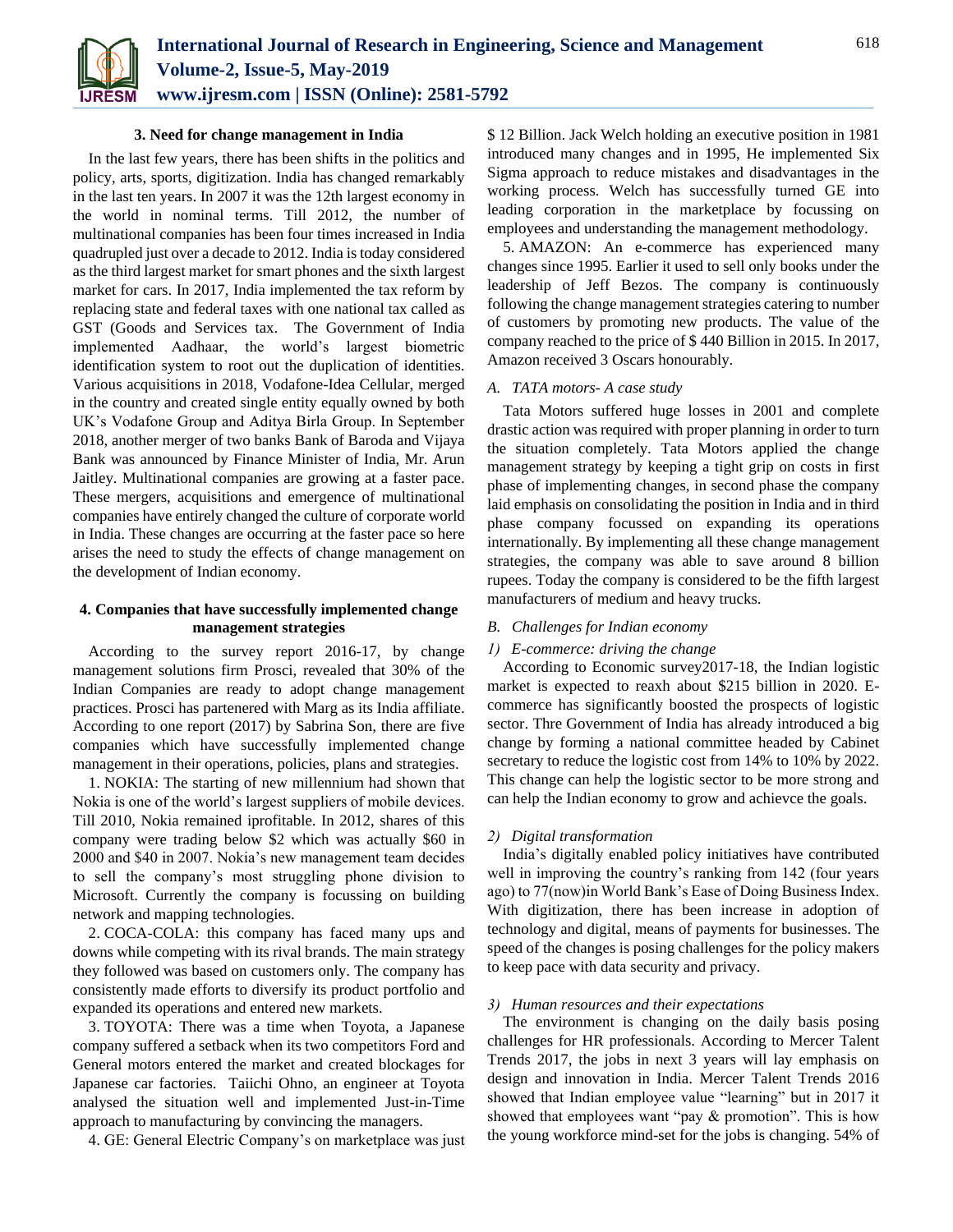### 3. Need for change management in India

In the last few years, there has been shifts in the politics and policy, arts, sports, digitization. India has changed remarkably in the last ten years. In 2007 it was the 12th largest economy in the world in nominal terms. Till 2012, the number of multinational companies has been four times increased in India quadrupled just over a decade to 2012. India is today considered as the third largest market for smart phones and the sixth largest market for cars. In 2017, India implemented the tax reform by replacing state and federal taxes with one national tax called as GST (Goods and Services tax. The Government of India implemented Aadhaar, the world's largest biometric identification system to root out the duplication of identities. Various acquisitions in 2018, Vodafone-Idea Cellular, merged in the country and created single entity equally owned by both UK's Vodafone Group and Aditya Birla Group. In September 2018, another merger of two banks Bank of Baroda and Vijaya Bank was announced by Finance Minister of India, Mr. Arun Jaitley. Multinational companies are growing at a faster pace. These mergers, acquisitions and emergence of multinational companies have entirely changed the culture of corporate world in India. These changes are occurring at the faster pace so here arises the need to study the effects of change management on the development of Indian economy.

### 4. Companies that have successfully implemented change management strategies

According to the survey report 2016-17, by change management solutions firm Prosci, revealed that 30% of the Indian Companies are ready to adopt change management practices. Prosci has partenered with Marg as its India affiliate. According to one report (2017) by Sabrina Son, there are five companies which have successfully implemented change management in their operations, policies, plans and strategies.

1. NOKIA: The starting of new millennium had shown that Nokia is one of the world's largest suppliers of mobile devices. Till 2010, Nokia remained iprofitable. In 2012, shares of this company were trading below $2 which was actually $60 in 2000 and $40 in 2007. Nokia's new management team decides to sell the company's most struggling phone division to Microsoft. Currently the company is focussing on building network and mapping technologies.

2. COCA-COLA: this company has faced many ups and downs while competing with its rival brands. The main strategy they followed was based on customers only. The company has consistently made efforts to diversify its product portfolio and expanded its operations and entered new markets.

3. TOYOTA: There was a time when Toyota, a Japanese company suffered a setback when its two competitors Ford and General motors entered the market and created blockages for Japanese car factories. Taiichi Ohno, an engineer at Toyota analysed the situation well and implemented Just-in-Time approach to manufacturing by convincing the managers.

4. GE: General Electric Company's on marketplace was just $ 12 Billion. Jack Welch holding an executive position in 1981 introduced many changes and in 1995, He implemented Six Sigma approach to reduce mistakes and disadvantages in the working process. Welch has successfully turned GE into leading corporation in the marketplace by focussing on employees and understanding the management methodology.

5. AMAZON: An e-commerce has experienced many changes since 1995. Earlier it used to sell only books under the leadership of Jeff Bezos. The company is continuously following the change management strategies catering to number of customers by promoting new products. The value of the company reached to the price of $ 440 Billion in 2015. In 2017, Amazon received 3 Oscars honourably.

#### *A. TATA motors- A case study*

Tata Motors suffered huge losses in 2001 and complete drastic action was required with proper planning in order to turn the situation completely. Tata Motors applied the change management strategy by keeping a tight grip on costs in first phase of implementing changes, in second phase the company laid emphasis on consolidating the position in India and in third phase company focussed on expanding its operations internationally. By implementing all these change management strategies, the company was able to save around 8 billion rupees. Today the company is considered to be the fifth largest manufacturers of medium and heavy trucks.

#### *B. Challenges for Indian economy*

##### *1) E-commerce: driving the change*

According to Economic survey2017-18, the Indian logistic market is expected to reaxh about $215 billion in 2020. E-commerce has significantly boosted the prospects of logistic sector. Thre Government of India has already introduced a big change by forming a national committee headed by Cabinet secretary to reduce the logistic cost from 14% to 10% by 2022. This change can help the logistic sector to be more strong and can help the Indian economy to grow and achievce the goals.

##### *2) Digital transformation*

India's digitally enabled policy initiatives have contributed well in improving the country's ranking from 142 (four years ago) to 77(now)in World Bank's Ease of Doing Business Index. With digitization, there has been increase in adoption of technology and digital, means of payments for businesses. The speed of the changes is posing challenges for the policy makers to keep pace with data security and privacy.

##### *3) Human resources and their expectations*

The environment is changing on the daily basis posing challenges for HR professionals. According to Mercer Talent Trends 2017, the jobs in next 3 years will lay emphasis on design and innovation in India. Mercer Talent Trends 2016 showed that Indian employee value "learning" but in 2017 it showed that employees want "pay & promotion". This is how the young workforce mind-set for the jobs is changing. 54% of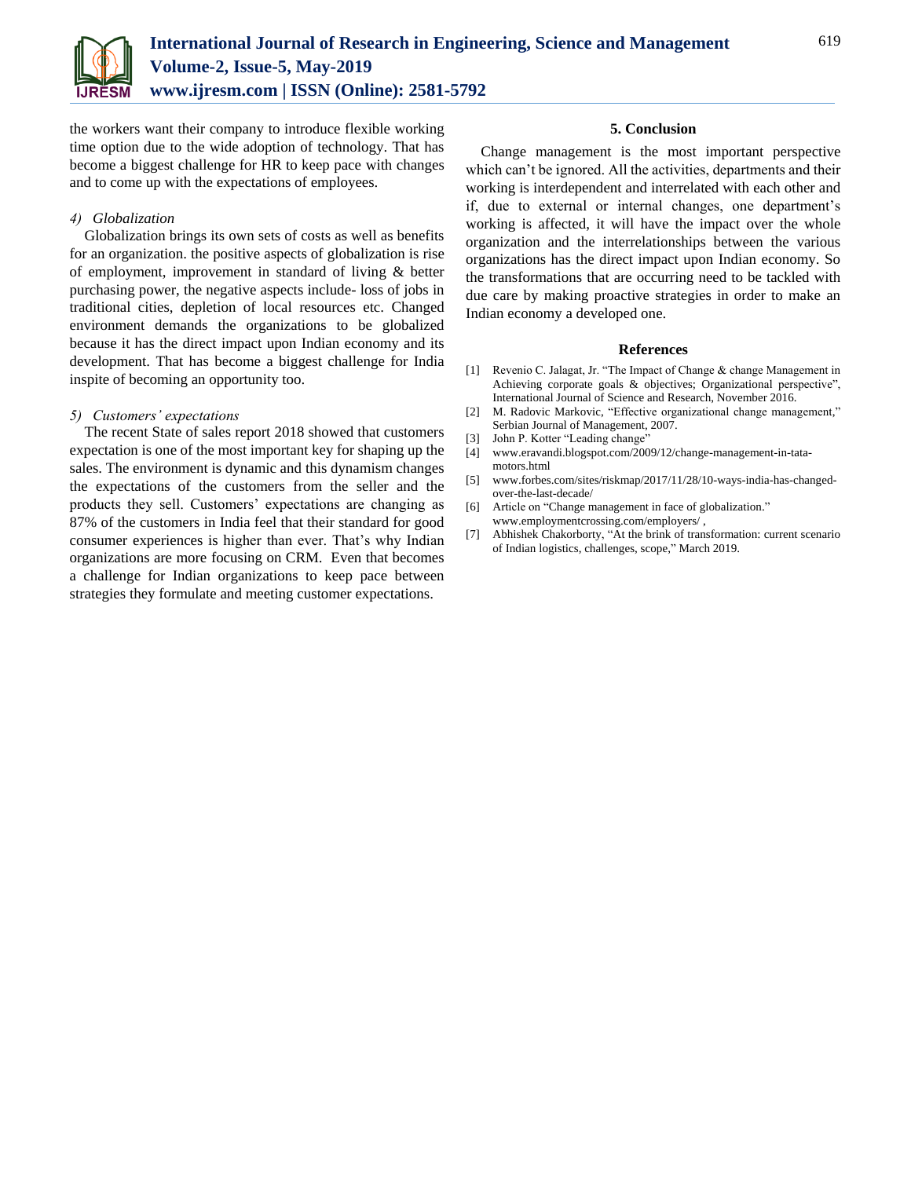the workers want their company to introduce flexible working time option due to the wide adoption of technology. That has become a biggest challenge for HR to keep pace with changes and to come up with the expectations of employees.

#### *4) Globalization*

Globalization brings its own sets of costs as well as benefits for an organization. the positive aspects of globalization is rise of employment, improvement in standard of living & better purchasing power, the negative aspects include- loss of jobs in traditional cities, depletion of local resources etc. Changed environment demands the organizations to be globalized because it has the direct impact upon Indian economy and its development. That has become a biggest challenge for India inspite of becoming an opportunity too.

#### *5) Customers' expectations*

The recent State of sales report 2018 showed that customers expectation is one of the most important key for shaping up the sales. The environment is dynamic and this dynamism changes the expectations of the customers from the seller and the products they sell. Customers' expectations are changing as 87% of the customers in India feel that their standard for good consumer experiences is higher than ever. That's why Indian organizations are more focusing on CRM. Even that becomes a challenge for Indian organizations to keep pace between strategies they formulate and meeting customer expectations.

## 5. Conclusion

Change management is the most important perspective which can't be ignored. All the activities, departments and their working is interdependent and interrelated with each other and if, due to external or internal changes, one department's working is affected, it will have the impact over the whole organization and the interrelationships between the various organizations has the direct impact upon Indian economy. So the transformations that are occurring need to be tackled with due care by making proactive strategies in order to make an Indian economy a developed one.

## References

[1] Revenio C. Jalagat, Jr. "The Impact of Change & change Management in Achieving corporate goals & objectives; Organizational perspective", International Journal of Science and Research, November 2016.

[2] M. Radovic Markovic, "Effective organizational change management," Serbian Journal of Management, 2007.

[3] John P. Kotter "Leading change"

[4] www.eravandi.blogspot.com/2009/12/change-management-in-tata-motors.html

[5] www.forbes.com/sites/riskmap/2017/11/28/10-ways-india-has-changed-over-the-last-decade/

[6] Article on "Change management in face of globalization." www.employmentcrossing.com/employers/ ,

[7] Abhishek Chakorborty, "At the brink of transformation: current scenario of Indian logistics, challenges, scope," March 2019.